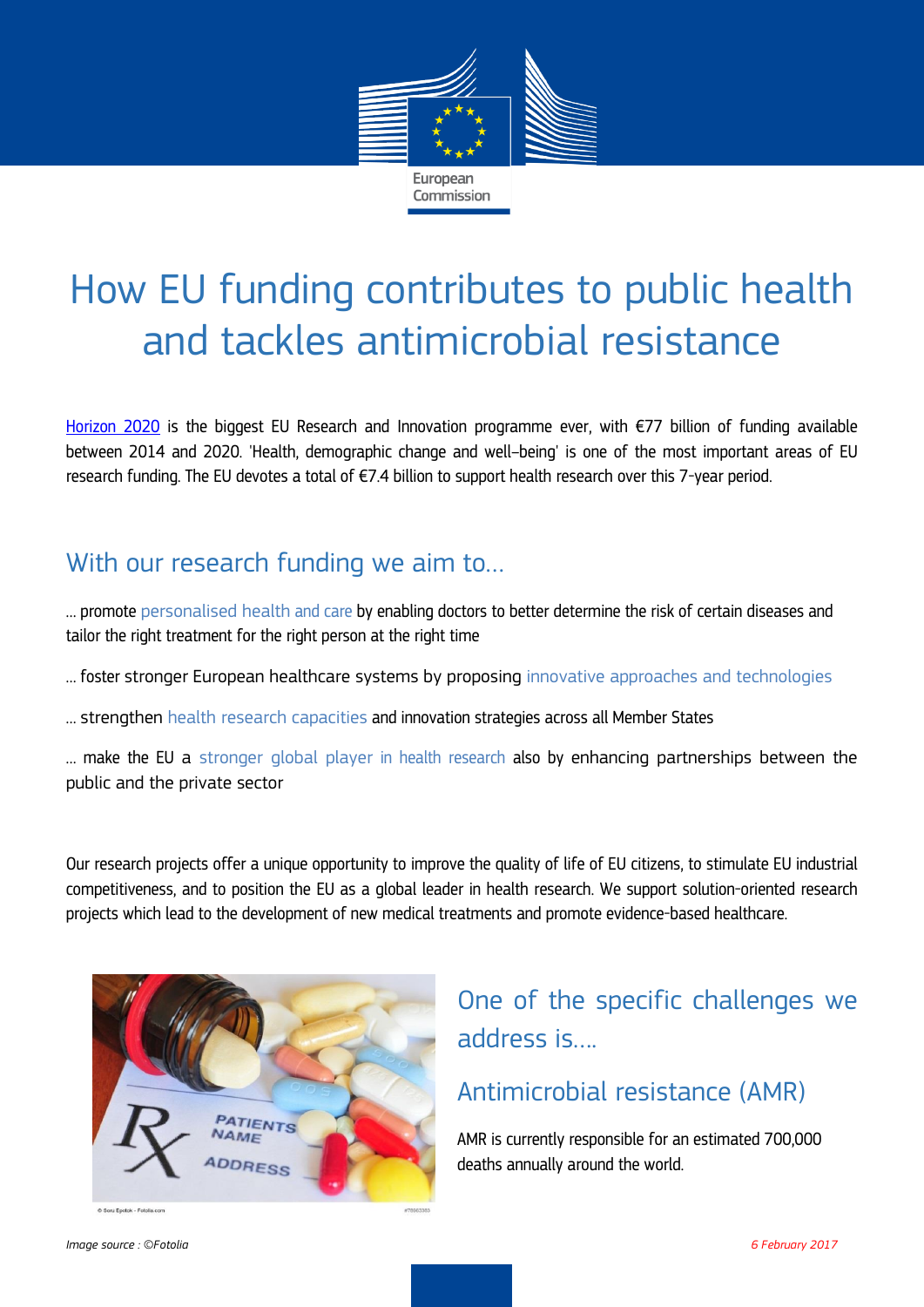# How EU funding contributes to public health and tackles antimicrobial resistance

Horizon 2020 is the biggest EU Research and Innovation programme ever, with €77 billion of funding available between 2014 and 2020. 'Health, demographic change and well–being' is one of the most important areas of EU research funding. The EU devotes a total of €7.4 billion to support health research over this 7-year period.

## With our research funding we aim to...

... promote personalised health and care by enabling doctors to better determine the risk of certain diseases and tailor the right treatment for the right person at the right time

... foster stronger European healthcare systems by proposing innovative approaches and technologies

... strengthen health research capacities and innovation strategies across all Member States

... make the EU a stronger global player in health research also by enhancing partnerships between the public and the private sector

Our research projects offer a unique opportunity to improve the quality of life of EU citizens, to stimulate EU industrial competitiveness, and to position the EU as a global leader in health research. We support solution-oriented research projects which lead to the development of new medical treatments and promote evidence-based healthcare.

## One of the specific challenges we address is....

## Antimicrobial resistance (AMR)

AMR is currently responsible for an estimated 700,000 deaths annually around the world.

*Image source : ©Fotolia*

*6 February 2017*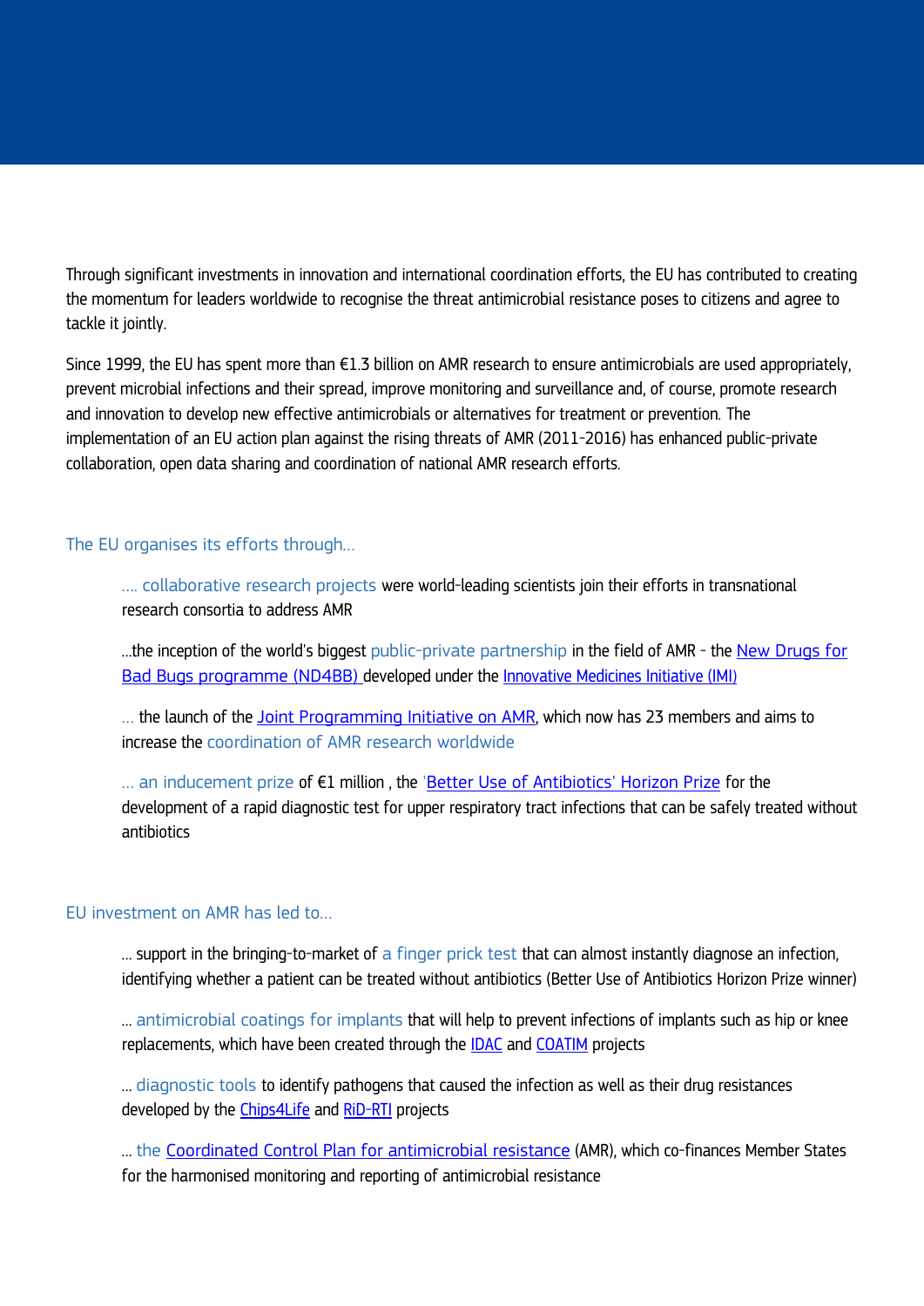Through significant investments in innovation and international coordination efforts, the EU has contributed to creating the momentum for leaders worldwide to recognise the threat antimicrobial resistance poses to citizens and agree to tackle it jointly.

Since 1999, the EU has spent more than €1.3 billion on AMR research to ensure antimicrobials are used appropriately, prevent microbial infections and their spread, improve monitoring and surveillance and, of course, promote research and innovation to develop new effective antimicrobials or alternatives for treatment or prevention. The implementation of an EU action plan against the rising threats of AMR (2011-2016) has enhanced public-private collaboration, open data sharing and coordination of national AMR research efforts.

## The EU organises its efforts through...

.... collaborative research projects were world-leading scientists join their efforts in transnational research consortia to address AMR

...the inception of the world's biggest public-private partnership in the field of AMR - the New Drugs for Bad Bugs programme (ND4BB) developed under the Innovative Medicines Initiative (IMI)

... the launch of the Joint Programming Initiative on AMR, which now has 23 members and aims to increase the coordination of AMR research worldwide

... an inducement prize of €1 million , the 'Better Use of Antibiotics' Horizon Prize for the development of a rapid diagnostic test for upper respiratory tract infections that can be safely treated without antibiotics

## EU investment on AMR has led to...

... support in the bringing-to-market of a finger prick test that can almost instantly diagnose an infection, identifying whether a patient can be treated without antibiotics (Better Use of Antibiotics Horizon Prize winner)

... antimicrobial coatings for implants that will help to prevent infections of implants such as hip or knee replacements, which have been created through the IDAC and COATIM projects

... diagnostic tools to identify pathogens that caused the infection as well as their drug resistances developed by the Chips4Life and RiD-RTI projects

... the Coordinated Control Plan for antimicrobial resistance (AMR), which co-finances Member States for the harmonised monitoring and reporting of antimicrobial resistance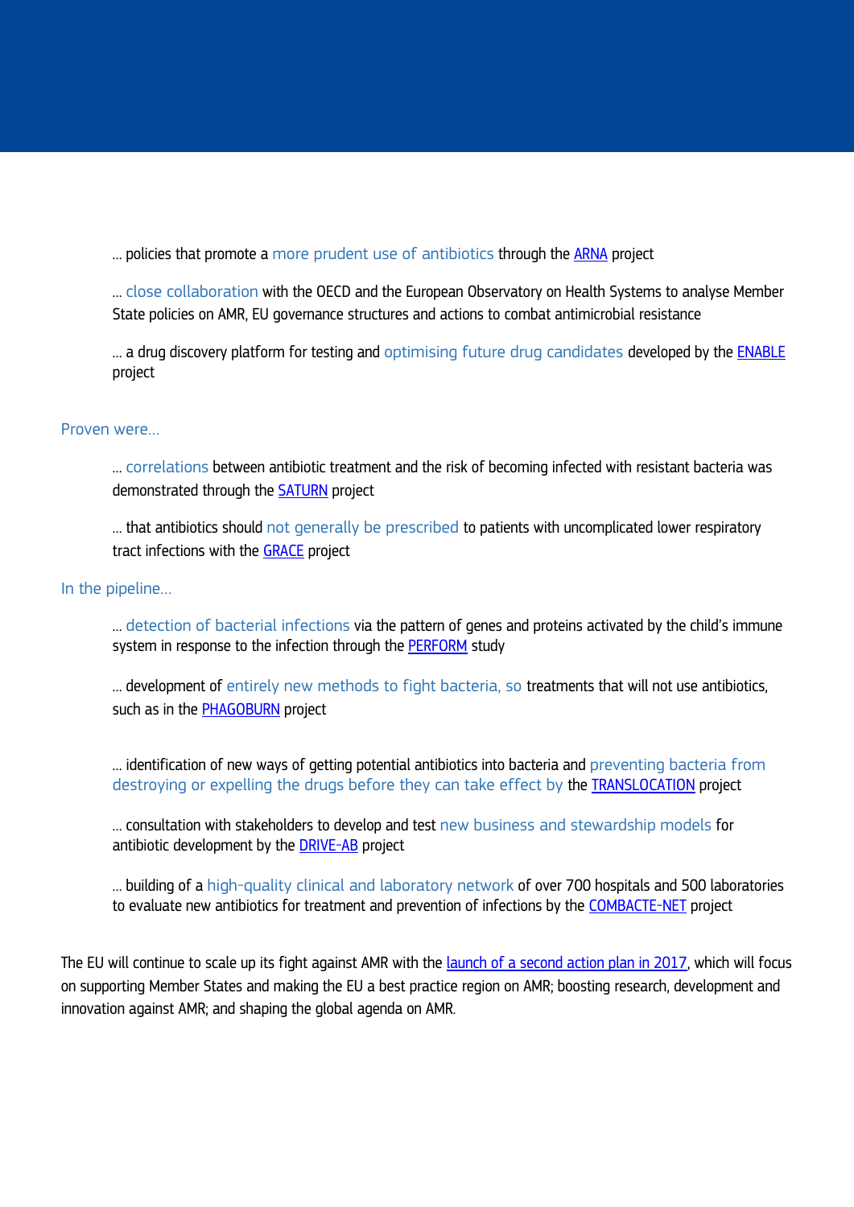... policies that promote a more prudent use of antibiotics through the ARNA project

... close collaboration with the OECD and the European Observatory on Health Systems to analyse Member State policies on AMR, EU governance structures and actions to combat antimicrobial resistance

... a drug discovery platform for testing and optimising future drug candidates developed by the ENABLE project

Proven were...

... correlations between antibiotic treatment and the risk of becoming infected with resistant bacteria was demonstrated through the SATURN project

... that antibiotics should not generally be prescribed to patients with uncomplicated lower respiratory tract infections with the GRACE project

In the pipeline...

... detection of bacterial infections via the pattern of genes and proteins activated by the child's immune system in response to the infection through the PERFORM study

... development of entirely new methods to fight bacteria, so treatments that will not use antibiotics, such as in the PHAGOBURN project

... identification of new ways of getting potential antibiotics into bacteria and preventing bacteria from destroying or expelling the drugs before they can take effect by the TRANSLOCATION project

... consultation with stakeholders to develop and test new business and stewardship models for antibiotic development by the DRIVE-AB project

... building of a high-quality clinical and laboratory network of over 700 hospitals and 500 laboratories to evaluate new antibiotics for treatment and prevention of infections by the COMBACTE-NET project

The EU will continue to scale up its fight against AMR with the launch of a second action plan in 2017, which will focus on supporting Member States and making the EU a best practice region on AMR; boosting research, development and innovation against AMR; and shaping the global agenda on AMR.